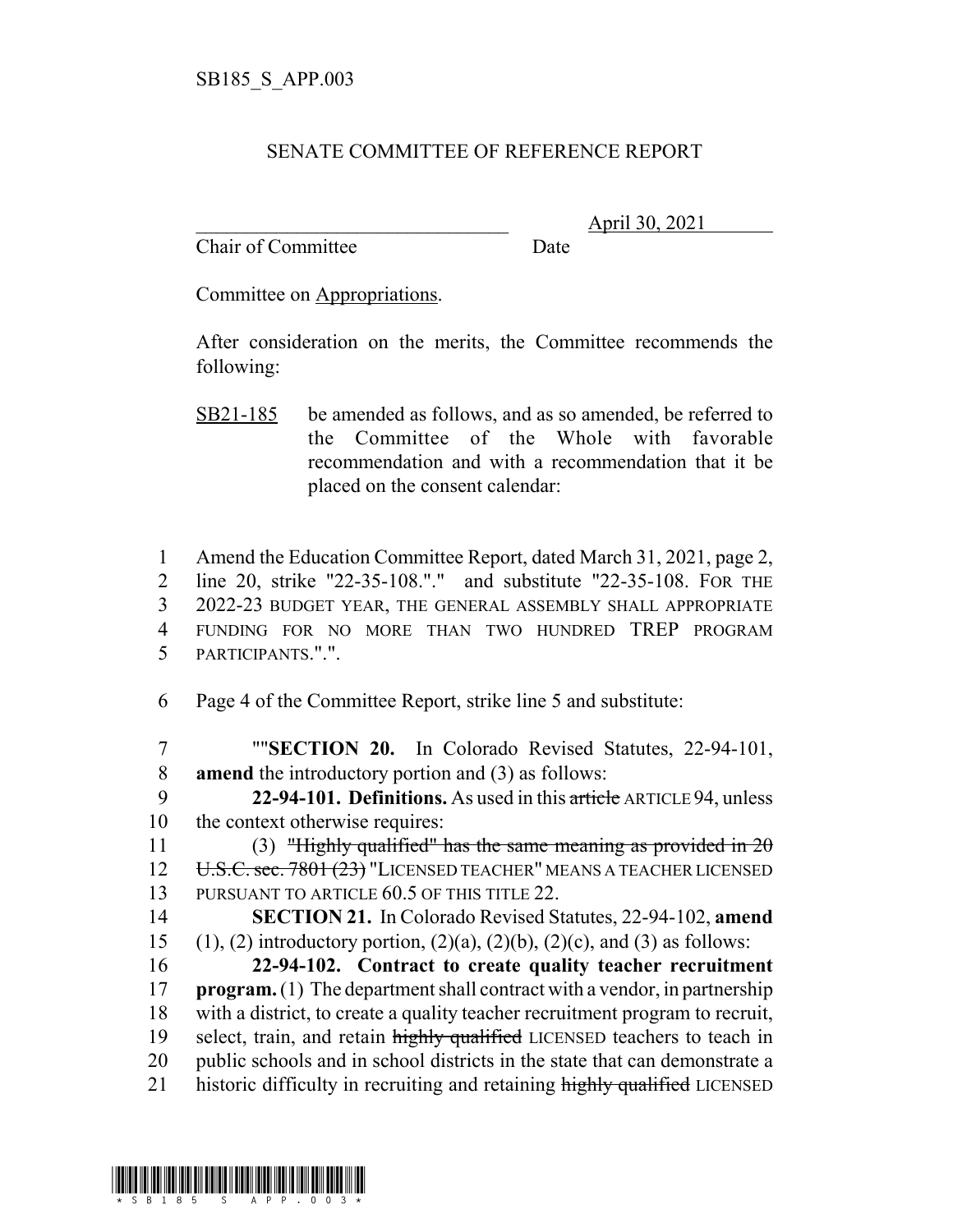SB185_S_APP.003

# SENATE COMMITTEE OF REFERENCE REPORT

\_\_\_\_\_\_\_\_\_\_\_\_\_\_\_\_\_\_\_\_\_\_\_\_\_\_\_\_\_\_\_\_ April 30, 2021
Chair of Committee Date

Committee on Appropriations.

After consideration on the merits, the Committee recommends the following:

SB21-185 be amended as follows, and as so amended, be referred to the Committee of the Whole with favorable recommendation and with a recommendation that it be placed on the consent calendar:

1 Amend the Education Committee Report, dated March 31, 2021, page 2,
2 line 20, strike "22-35-108."." and substitute "22-35-108. FOR THE
3 2022-23 BUDGET YEAR, THE GENERAL ASSEMBLY SHALL APPROPRIATE
4 FUNDING FOR NO MORE THAN TWO HUNDRED TREP PROGRAM
5 PARTICIPANTS.".".

6 Page 4 of the Committee Report, strike line 5 and substitute:

7 ""**SECTION 20.** In Colorado Revised Statutes, 22-94-101,
8 **amend** the introductory portion and (3) as follows:

9 **22-94-101. Definitions.** As used in this ~~article~~ ARTICLE 94, unless
10 the context otherwise requires:

11 (3) ~~"Highly qualified" has the same meaning as provided in 20~~
12 ~~U.S.C. sec. 7801 (23)~~ "LICENSED TEACHER" MEANS A TEACHER LICENSED
13 PURSUANT TO ARTICLE 60.5 OF THIS TITLE 22.

14 **SECTION 21.** In Colorado Revised Statutes, 22-94-102, **amend**
15 (1), (2) introductory portion, (2)(a), (2)(b), (2)(c), and (3) as follows:

16 **22-94-102. Contract to create quality teacher recruitment**
17 **program.** (1) The department shall contract with a vendor, in partnership
18 with a district, to create a quality teacher recruitment program to recruit,
19 select, train, and retain ~~highly qualified~~ LICENSED teachers to teach in
20 public schools and in school districts in the state that can demonstrate a
21 historic difficulty in recruiting and retaining ~~highly qualified~~ LICENSED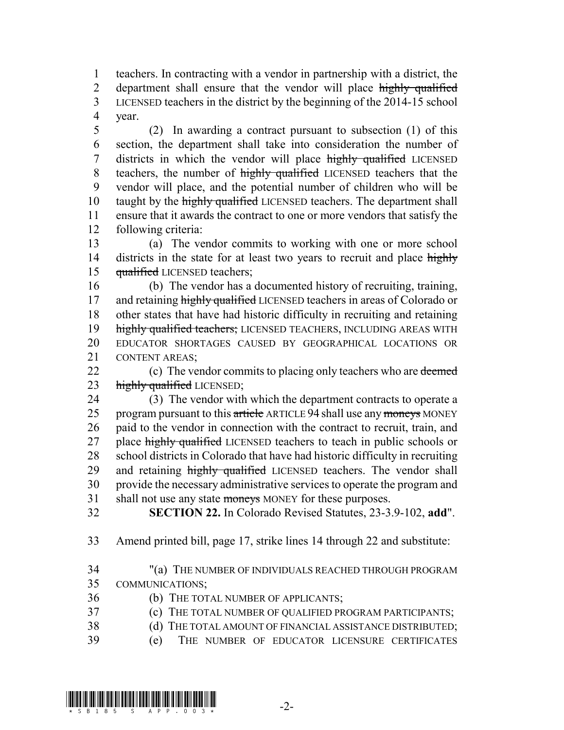teachers. In contracting with a vendor in partnership with a district, the department shall ensure that the vendor will place ~~highly qualified~~ LICENSED teachers in the district by the beginning of the 2014-15 school year.

(2) In awarding a contract pursuant to subsection (1) of this section, the department shall take into consideration the number of districts in which the vendor will place ~~highly qualified~~ LICENSED teachers, the number of ~~highly qualified~~ LICENSED teachers that the vendor will place, and the potential number of children who will be taught by the ~~highly qualified~~ LICENSED teachers. The department shall ensure that it awards the contract to one or more vendors that satisfy the following criteria:

(a) The vendor commits to working with one or more school districts in the state for at least two years to recruit and place ~~highly qualified~~ LICENSED teachers;

(b) The vendor has a documented history of recruiting, training, and retaining ~~highly qualified~~ LICENSED teachers in areas of Colorado or other states that have had historic difficulty in recruiting and retaining ~~highly qualified teachers;~~ LICENSED TEACHERS, INCLUDING AREAS WITH EDUCATOR SHORTAGES CAUSED BY GEOGRAPHICAL LOCATIONS OR CONTENT AREAS;

(c) The vendor commits to placing only teachers who are ~~deemed highly qualified~~ LICENSED;

(3) The vendor with which the department contracts to operate a program pursuant to this ~~article~~ ARTICLE 94 shall use any ~~moneys~~ MONEY paid to the vendor in connection with the contract to recruit, train, and place ~~highly qualified~~ LICENSED teachers to teach in public schools or school districts in Colorado that have had historic difficulty in recruiting and retaining ~~highly qualified~~ LICENSED teachers. The vendor shall provide the necessary administrative services to operate the program and shall not use any state ~~moneys~~ MONEY for these purposes.

**SECTION 22.** In Colorado Revised Statutes, 23-3.9-102, **add**".

Amend printed bill, page 17, strike lines 14 through 22 and substitute:

"(a) THE NUMBER OF INDIVIDUALS REACHED THROUGH PROGRAM COMMUNICATIONS;

(b) THE TOTAL NUMBER OF APPLICANTS;

(c) THE TOTAL NUMBER OF QUALIFIED PROGRAM PARTICIPANTS;

(d) THE TOTAL AMOUNT OF FINANCIAL ASSISTANCE DISTRIBUTED;

(e) THE NUMBER OF EDUCATOR LICENSURE CERTIFICATES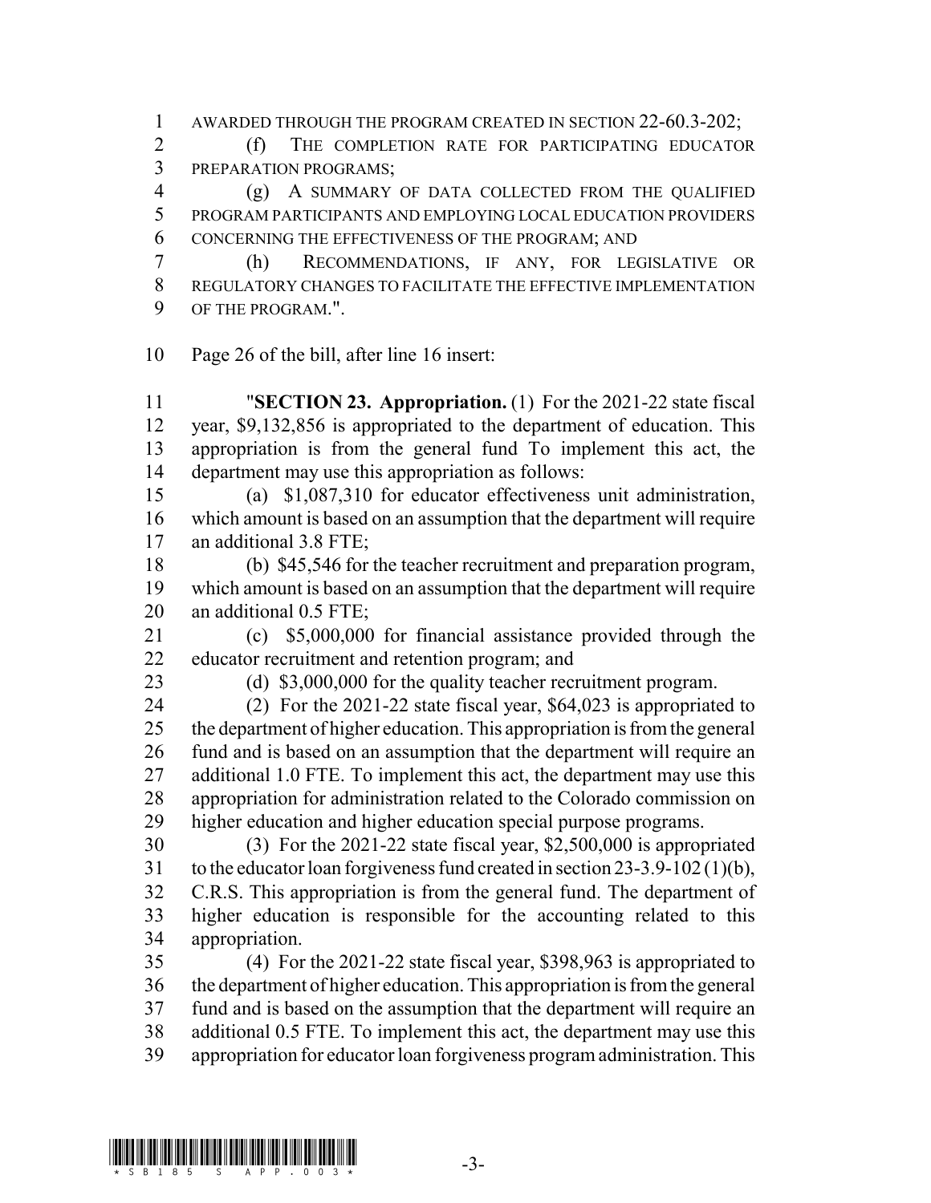AWARDED THROUGH THE PROGRAM CREATED IN SECTION 22-60.3-202;

(f) THE COMPLETION RATE FOR PARTICIPATING EDUCATOR PREPARATION PROGRAMS;

(g) A SUMMARY OF DATA COLLECTED FROM THE QUALIFIED PROGRAM PARTICIPANTS AND EMPLOYING LOCAL EDUCATION PROVIDERS CONCERNING THE EFFECTIVENESS OF THE PROGRAM; AND

(h) RECOMMENDATIONS, IF ANY, FOR LEGISLATIVE OR REGULATORY CHANGES TO FACILITATE THE EFFECTIVE IMPLEMENTATION OF THE PROGRAM.".

Page 26 of the bill, after line 16 insert:

"**SECTION 23. Appropriation.** (1) For the 2021-22 state fiscal year, $9,132,856 is appropriated to the department of education. This appropriation is from the general fund To implement this act, the department may use this appropriation as follows:

(a) $1,087,310 for educator effectiveness unit administration, which amount is based on an assumption that the department will require an additional 3.8 FTE;

(b) $45,546 for the teacher recruitment and preparation program, which amount is based on an assumption that the department will require an additional 0.5 FTE;

(c) $5,000,000 for financial assistance provided through the educator recruitment and retention program; and

(d) $3,000,000 for the quality teacher recruitment program.

(2) For the 2021-22 state fiscal year, $64,023 is appropriated to the department of higher education. This appropriation is from the general fund and is based on an assumption that the department will require an additional 1.0 FTE. To implement this act, the department may use this appropriation for administration related to the Colorado commission on higher education and higher education special purpose programs.

(3) For the 2021-22 state fiscal year, $2,500,000 is appropriated to the educator loan forgiveness fund created in section 23-3.9-102 (1)(b), C.R.S. This appropriation is from the general fund. The department of higher education is responsible for the accounting related to this appropriation.

(4) For the 2021-22 state fiscal year, $398,963 is appropriated to the department of higher education. This appropriation is from the general fund and is based on the assumption that the department will require an additional 0.5 FTE. To implement this act, the department may use this appropriation for educator loan forgiveness program administration. This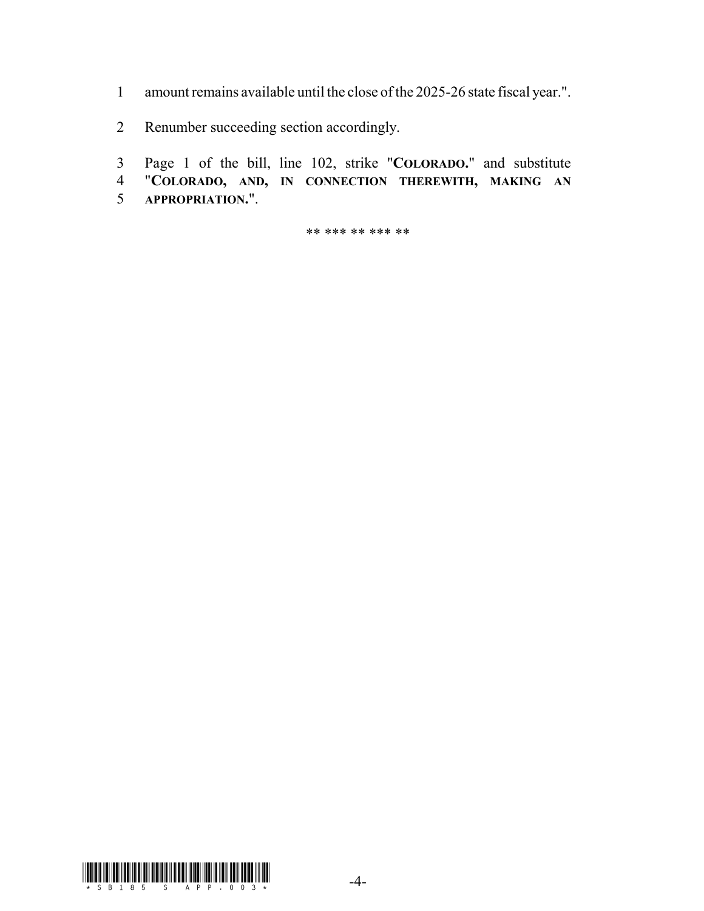amount remains available until the close of the 2025-26 state fiscal year.".

Renumber succeeding section accordingly.

Page 1 of the bill, line 102, strike "**COLORADO.**" and substitute "**COLORADO, AND, IN CONNECTION THEREWITH, MAKING AN APPROPRIATION.**".

** *** ** *** **